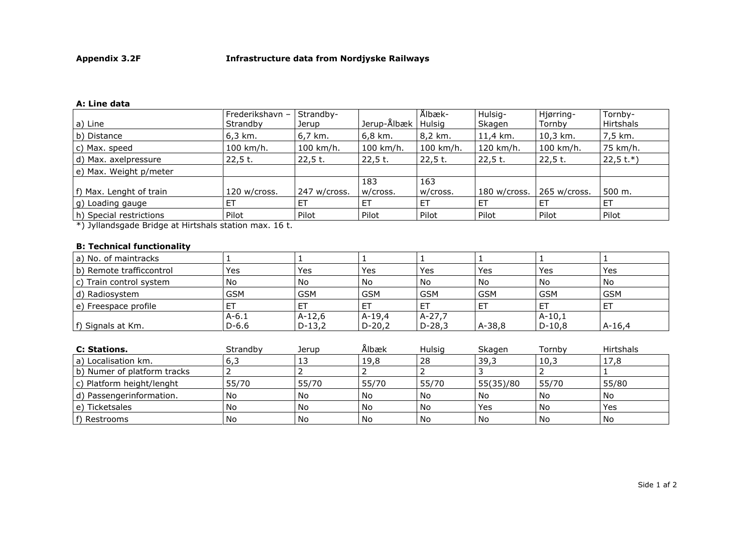**Appendix 3.2F** **Infrastructure data from Nordjyske Railways**

**A: Line data**

| a) Line | Frederikshavn – Strandby | Strandby-Jerup | Jerup-Ålbæk | Ålbæk-Hulsig | Hulsig-Skagen | Hjørring-Tornby | Tornby-Hirtshals |
|---|---|---|---|---|---|---|---|
| b) Distance | 6,3 km. | 6,7 km. | 6,8 km. | 8,2 km. | 11,4 km. | 10,3 km. | 7,5 km. |
| c) Max. speed | 100 km/h. | 100 km/h. | 100 km/h. | 100 km/h. | 120 km/h. | 100 km/h. | 75 km/h. |
| d) Max. axelpressure | 22,5 t. | 22,5 t. | 22,5 t. | 22,5 t. | 22,5 t. | 22,5 t. | 22,5 t.*) |
| e) Max. Weight p/meter | | | | | | | |
| f) Max. Lenght of train | 120 w/cross. | 247 w/cross. | 183 w/cross. | 163 w/cross. | 180 w/cross. | 265 w/cross. | 500 m. |
| g) Loading gauge | ET | ET | ET | ET | ET | ET | ET |
| h) Special restrictions | Pilot | Pilot | Pilot | Pilot | Pilot | Pilot | Pilot |

*) Jyllandsgade Bridge at Hirtshals station max. 16 t.

**B: Technical functionality**

| | | | | | | | |
|---|---|---|---|---|---|---|---|
| a) No. of maintracks | 1 | 1 | 1 | 1 | 1 | 1 | 1 |
| b) Remote trafficcontrol | Yes | Yes | Yes | Yes | Yes | Yes | Yes |
| c) Train control system | No | No | No | No | No | No | No |
| d) Radiosystem | GSM | GSM | GSM | GSM | GSM | GSM | GSM |
| e) Freespace profile | ET | ET | ET | ET | ET | ET | ET |
| f) Signals at Km. | A-6.1 D-6.6 | A-12,6 D-13,2 | A-19,4 D-20,2 | A-27,7 D-28,3 | A-38,8 | A-10,1 D-10,8 | A-16,4 |

| **C: Stations.** | Strandby | Jerup | Ålbæk | Hulsig | Skagen | Tornby | Hirtshals |
|---|---|---|---|---|---|---|---|
| a) Localisation km. | 6,3 | 13 | 19,8 | 28 | 39,3 | 10,3 | 17,8 |
| b) Numer of platform tracks | 2 | 2 | 2 | 2 | 3 | 2 | 1 |
| c) Platform height/lenght | 55/70 | 55/70 | 55/70 | 55/70 | 55(35)/80 | 55/70 | 55/80 |
| d) Passengerinformation. | No | No | No | No | No | No | No |
| e) Ticketsales | No | No | No | No | Yes | No | Yes |
| f) Restrooms | No | No | No | No | No | No | No |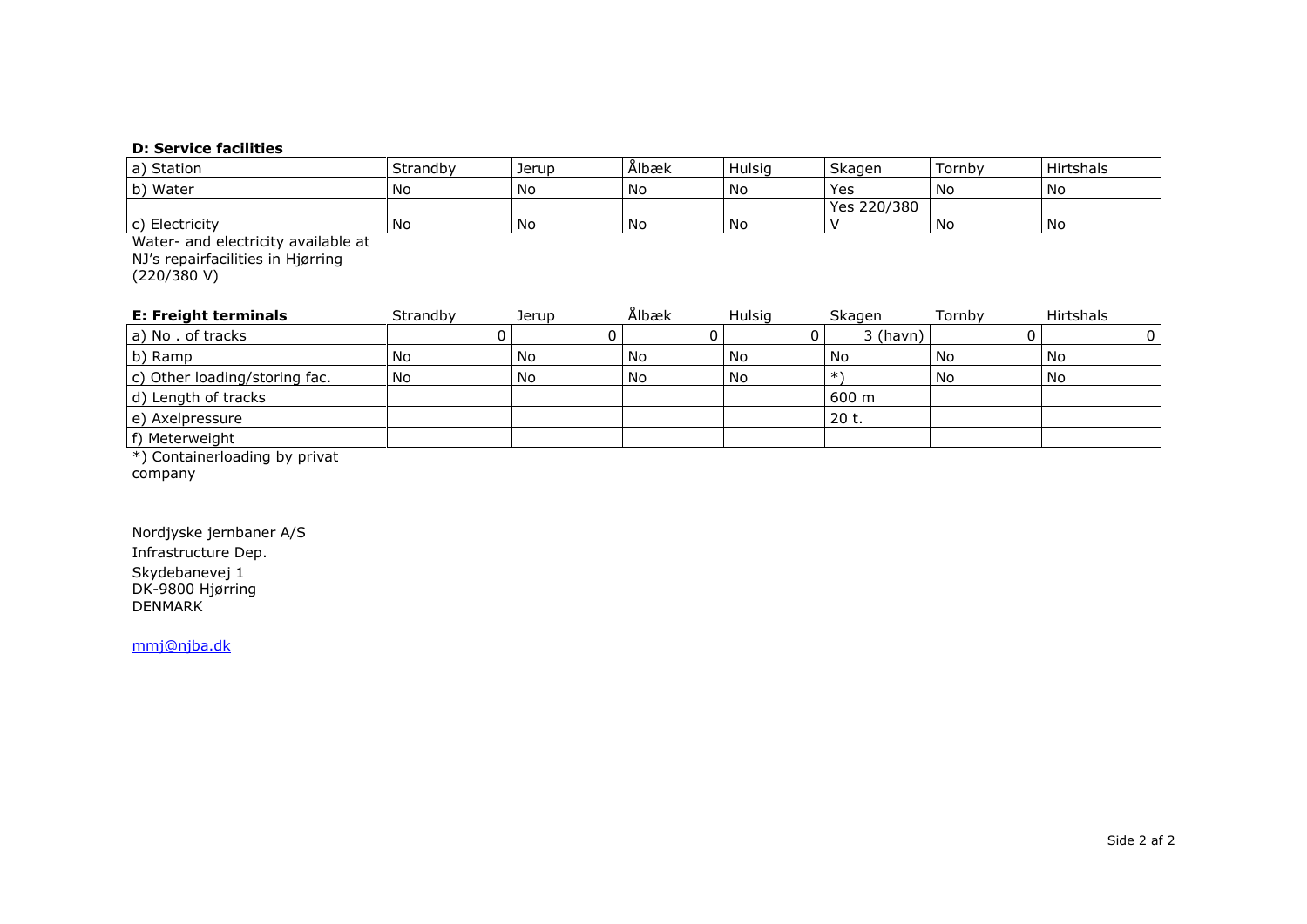**D: Service facilities**

| a) Station | Strandby | Jerup | Ålbæk | Hulsig | Skagen | Tornby | Hirtshals |
|---|---|---|---|---|---|---|---|
| b) Water | No | No | No | No | Yes | No | No |
| c) Electricity | No | No | No | No | Yes 220/380 V | No | No |

Water- and electricity available at NJ's repairfacilities in Hjørring (220/380 V)

| **E: Freight terminals** | Strandby | Jerup | Ålbæk | Hulsig | Skagen | Tornby | Hirtshals |
|---|---|---|---|---|---|---|---|
| a) No . of tracks | 0 | 0 | 0 | 0 | 3 (havn) | 0 | 0 |
| b) Ramp | No | No | No | No | No | No | No |
| c) Other loading/storing fac. | No | No | No | No | *) | No | No |
| d) Length of tracks | | | | | 600 m | | |
| e) Axelpressure | | | | | 20 t. | | |
| f) Meterweight | | | | | | | |

*) Containerloading by privat company

Nordjyske jernbaner A/S
Infrastructure Dep.
Skydebanevej 1
DK-9800 Hjørring
DENMARK

mmj@njba.dk